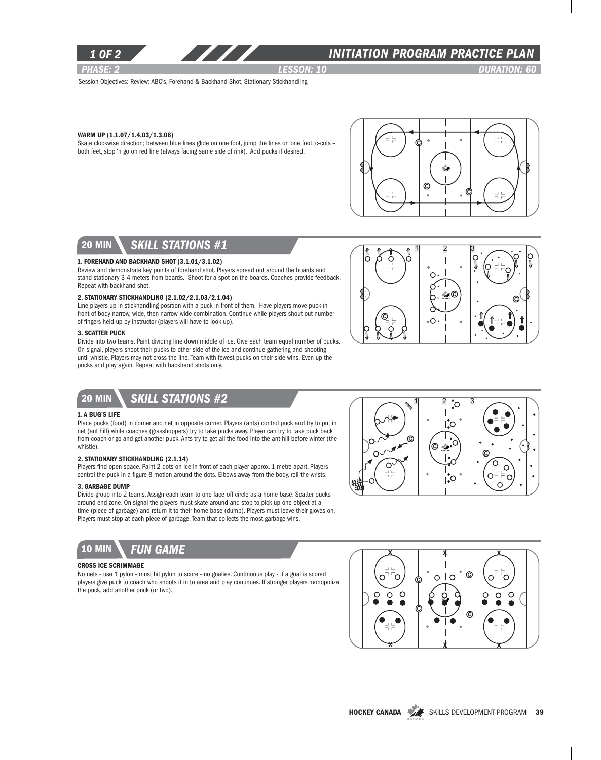# INITIATION PROGRAM PRACTICE PLAN

*PHASE: 2* *LESSON: 10* *DURATION: 60*

Session Objectives: Review: ABC's, Forehand & Backhand Shot, Stationary Stickhandling

**WARM UP (1.1.07/1.4.03/1.3.06)**

Skate clockwise direction; between blue lines glide on one foot, jump the lines on one foot, c-cuts – both feet, stop 'n go on red line (always facing same side of rink). Add pucks if desired.

## 20 MIN SKILL STATIONS #1

**1. FOREHAND AND BACKHAND SHOT (3.1.01/3.1.02)**

Review and demonstrate key points of forehand shot. Players spread out around the boards and stand stationary 3-4 meters from boards. Shoot for a spot on the boards. Coaches provide feedback. Repeat with backhand shot.

**2. STATIONARY STICKHANDLING (2.1.02/2.1.03/2.1.04)**

Line players up in stickhandling position with a puck in front of them. Have players move puck in front of body narrow, wide, then narrow-wide combination. Continue while players shout out number of fingers held up by instructor (players will have to look up).

**3. SCATTER PUCK**

Divide into two teams. Paint dividing line down middle of ice. Give each team equal number of pucks. On signal, players shoot their pucks to other side of the ice and continue gathering and shooting until whistle. Players may not cross the line. Team with fewest pucks on their side wins. Even up the pucks and play again. Repeat with backhand shots only.

## 20 MIN SKILL STATIONS #2

**1. A BUG'S LIFE**

Place pucks (food) in corner and net in opposite corner. Players (ants) control puck and try to put in net (ant hill) while coaches (grasshoppers) try to take pucks away. Player can try to take puck back from coach or go and get another puck. Ants try to get all the food into the ant hill before winter (the whistle).

**2. STATIONARY STICKHANDLING (2.1.14)**

Players find open space. Paint 2 dots on ice in front of each player approx. 1 metre apart. Players control the puck in a figure 8 motion around the dots. Elbows away from the body, roll the wrists.

**3. GARBAGE DUMP**

Divide group into 2 teams. Assign each team to one face-off circle as a home base. Scatter pucks around end zone. On signal the players must skate around and stop to pick up one object at a time (piece of garbage) and return it to their home base (dump). Players must leave their gloves on. Players must stop at each piece of garbage. Team that collects the most garbage wins.

## 10 MIN FUN GAME

**CROSS ICE SCRIMMAGE**

No nets - use 1 pylon - must hit pylon to score - no goalies. Continuous play - if a goal is scored players give puck to coach who shoots it in to area and play continues. If stronger players monopolize the puck, add another puck (or two).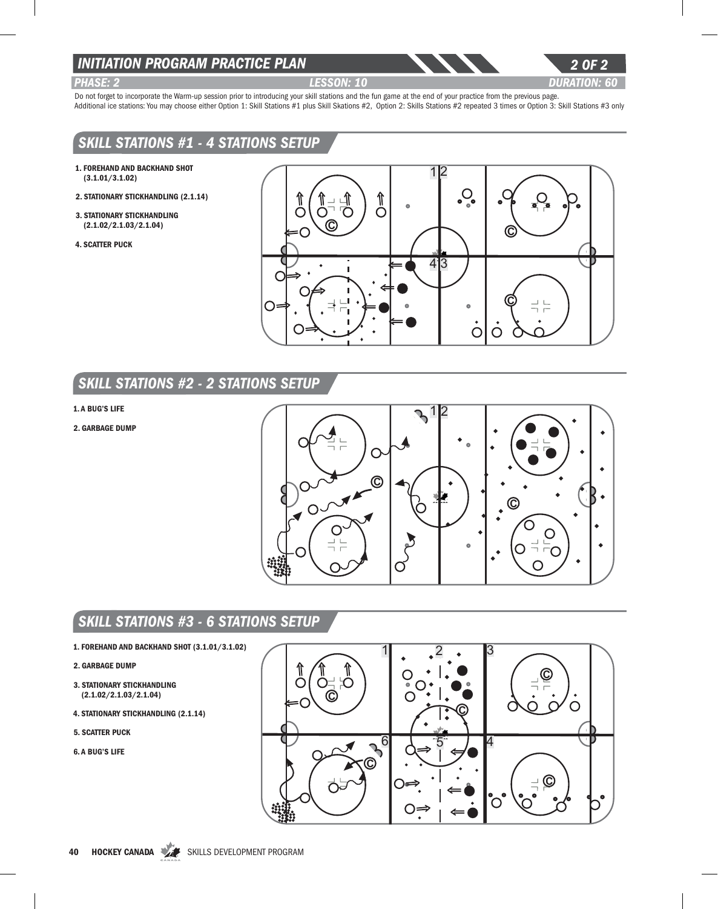# INITIATION PROGRAM PRACTICE PLAN

*PHASE: 2* *LESSON: 10* *DURATION: 60*

Do not forget to incorporate the Warm-up session prior to introducing your skill stations and the fun game at the end of your practice from the previous page.
Additional ice stations: You may choose either Option 1: Skill Stations #1 plus Skill Skations #2, Option 2: Skills Stations #2 repeated 3 times or Option 3: Skill Stations #3 only

## SKILL STATIONS #1 - 4 STATIONS SETUP

1. FOREHAND AND BACKHAND SHOT (3.1.01/3.1.02)
2. STATIONARY STICKHANDLING (2.1.14)
3. STATIONARY STICKHANDLING (2.1.02/2.1.03/2.1.04)
4. SCATTER PUCK

## SKILL STATIONS #2 - 2 STATIONS SETUP

1. A BUG'S LIFE
2. GARBAGE DUMP

## SKILL STATIONS #3 - 6 STATIONS SETUP

1. FOREHAND AND BACKHAND SHOT (3.1.01/3.1.02)
2. GARBAGE DUMP
3. STATIONARY STICKHANDLING (2.1.02/2.1.03/2.1.04)
4. STATIONARY STICKHANDLING (2.1.14)
5. SCATTER PUCK
6. A BUG'S LIFE